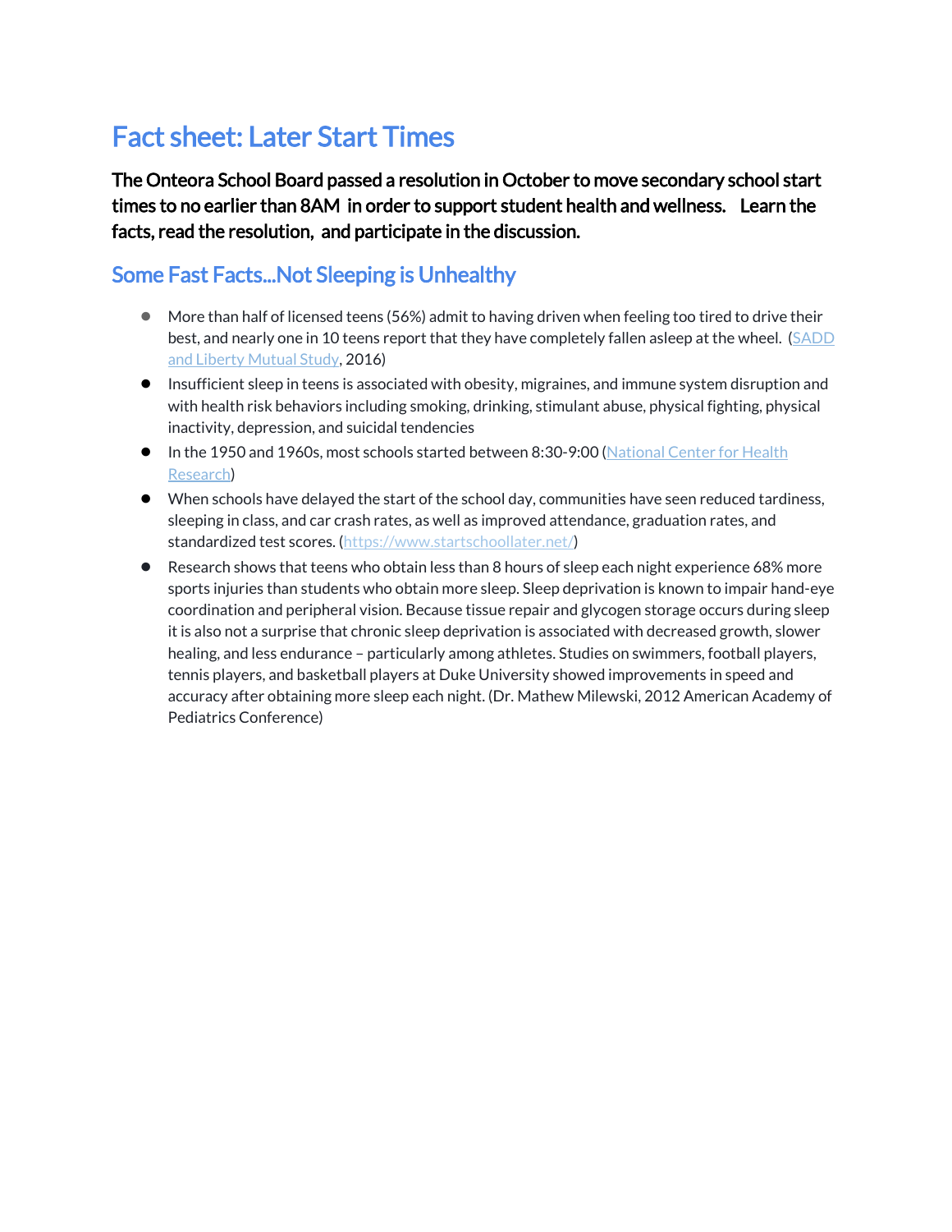# Fact sheet: Later Start Times

**The Onteora School Board passed a resolution in October to move secondary school start times to no earlier than 8AM in order to support student health and wellness. Learn the facts, read the resolution, and participate in the discussion.**

## Some Fast Facts...Not Sleeping is Unhealthy

- More than half of licensed teens (56%) admit to having driven when feeling too tired to drive their best, and nearly one in 10 teens report that they have completely fallen asleep at the wheel. (SADD and Liberty Mutual Study, 2016)
- Insufficient sleep in teens is associated with obesity, migraines, and immune system disruption and with health risk behaviors including smoking, drinking, stimulant abuse, physical fighting, physical inactivity, depression, and suicidal tendencies
- In the 1950 and 1960s, most schools started between 8:30-9:00 (National Center for Health Research)
- When schools have delayed the start of the school day, communities have seen reduced tardiness, sleeping in class, and car crash rates, as well as improved attendance, graduation rates, and standardized test scores. (https://www.startschoollater.net/)
- Research shows that teens who obtain less than 8 hours of sleep each night experience 68% more sports injuries than students who obtain more sleep. Sleep deprivation is known to impair hand-eye coordination and peripheral vision. Because tissue repair and glycogen storage occurs during sleep it is also not a surprise that chronic sleep deprivation is associated with decreased growth, slower healing, and less endurance – particularly among athletes. Studies on swimmers, football players, tennis players, and basketball players at Duke University showed improvements in speed and accuracy after obtaining more sleep each night. (Dr. Mathew Milewski, 2012 American Academy of Pediatrics Conference)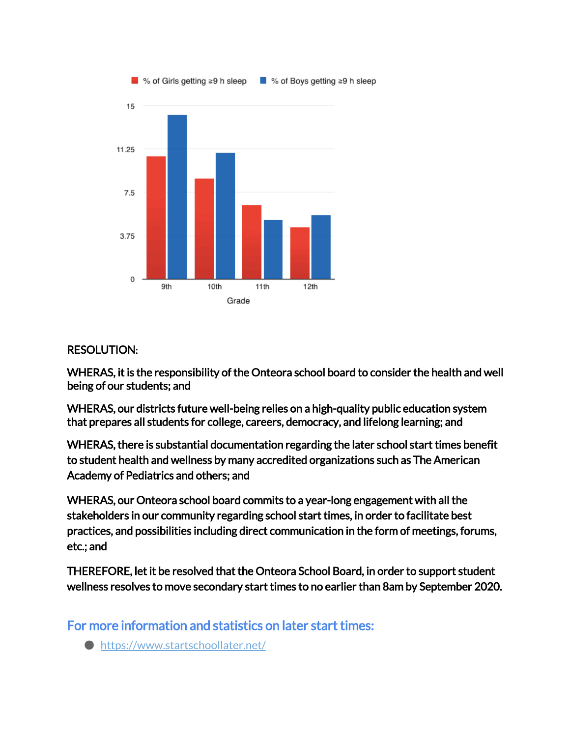RESOLUTION:

WHERAS, it is the responsibility of the Onteora school board to consider the health and well being of our students; and

WHERAS, our districts future well-being relies on a high-quality public education system that prepares all students for college, careers, democracy, and lifelong learning; and

WHERAS, there is substantial documentation regarding the later school start times benefit to student health and wellness by many accredited organizations such as The American Academy of Pediatrics and others; and

WHERAS, our Onteora school board commits to a year-long engagement with all the stakeholders in our community regarding school start times, in order to facilitate best practices, and possibilities including direct communication in the form of meetings, forums, etc.; and

THEREFORE, let it be resolved that the Onteora School Board, in order to support student wellness resolves to move secondary start times to no earlier than 8am by September 2020.

## For more information and statistics on later start times:

- https://www.startschoollater.net/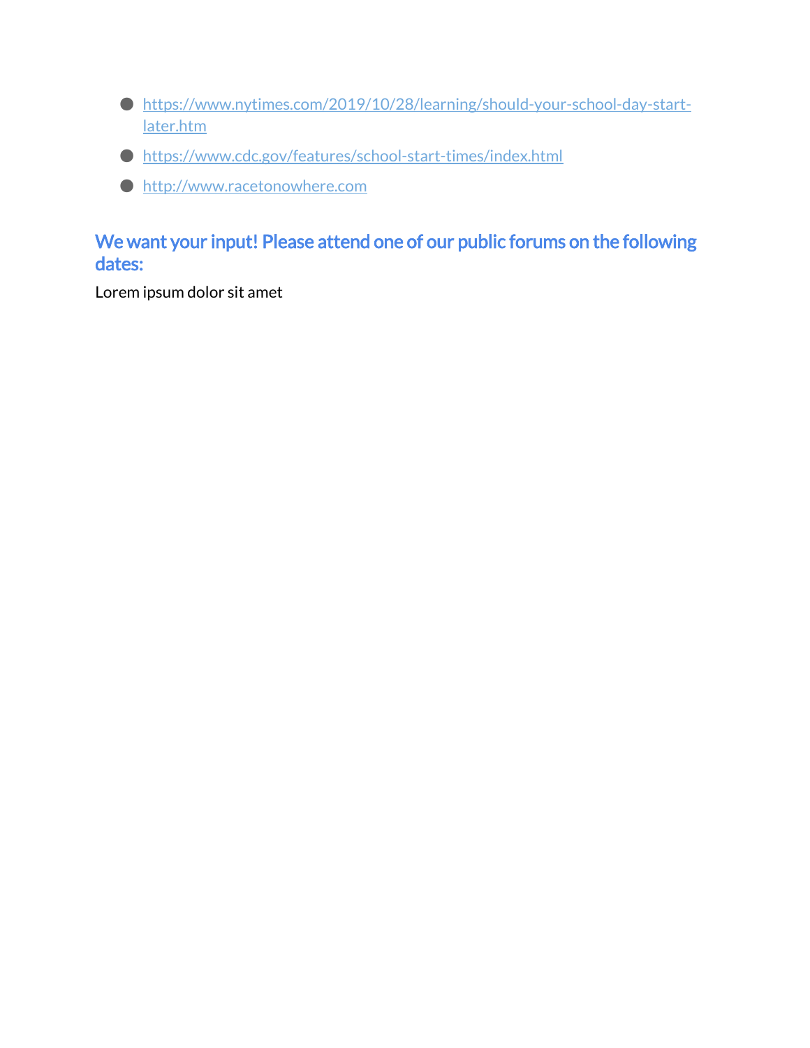- https://www.nytimes.com/2019/10/28/learning/should-your-school-day-start-later.htm
- https://www.cdc.gov/features/school-start-times/index.html
- http://www.racetonowhere.com

## We want your input! Please attend one of our public forums on the following dates:

Lorem ipsum dolor sit amet